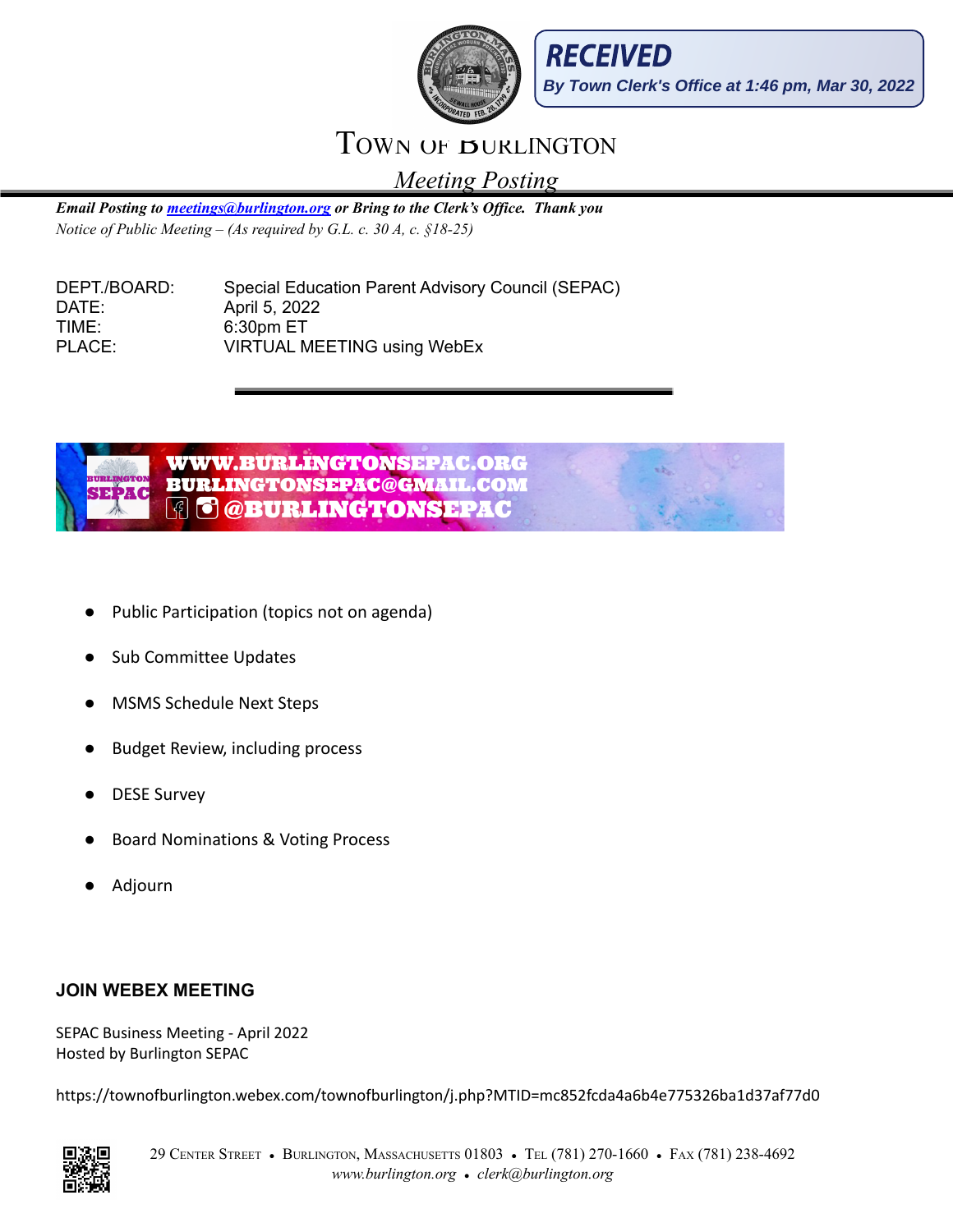**RECEIVED**
*By Town Clerk's Office at 1:46 pm, Mar 30, 2022*

# TOWN OF BURLINGTON

## *Meeting Posting*

***Email Posting to [meetings@burlington.org](mailto:meetings@burlington.org) or Bring to the Clerk's Office. Thank you***
*Notice of Public Meeting – (As required by G.L. c. 30 A, c. §18-25)*

DEPT./BOARD: Special Education Parent Advisory Council (SEPAC)
DATE: April 5, 2022
TIME: 6:30pm ET
PLACE: VIRTUAL MEETING using WebEx

BURLINGTON SEPAC
WWW.BURLINGTONSEPAC.ORG
BURLINGTONSEPAC@GMAIL.COM
@BURLINGTONSEPAC

- Public Participation (topics not on agenda)
- Sub Committee Updates
- MSMS Schedule Next Steps
- Budget Review, including process
- DESE Survey
- Board Nominations & Voting Process
- Adjourn

### JOIN WEBEX MEETING

SEPAC Business Meeting - April 2022
Hosted by Burlington SEPAC

https://townofburlington.webex.com/townofburlington/j.php?MTID=mc852fcda4a6b4e775326ba1d37af77d0

29 CENTER STREET • BURLINGTON, MASSACHUSETTS 01803 • TEL (781) 270-1660 • FAX (781) 238-4692
*www.burlington.org • clerk@burlington.org*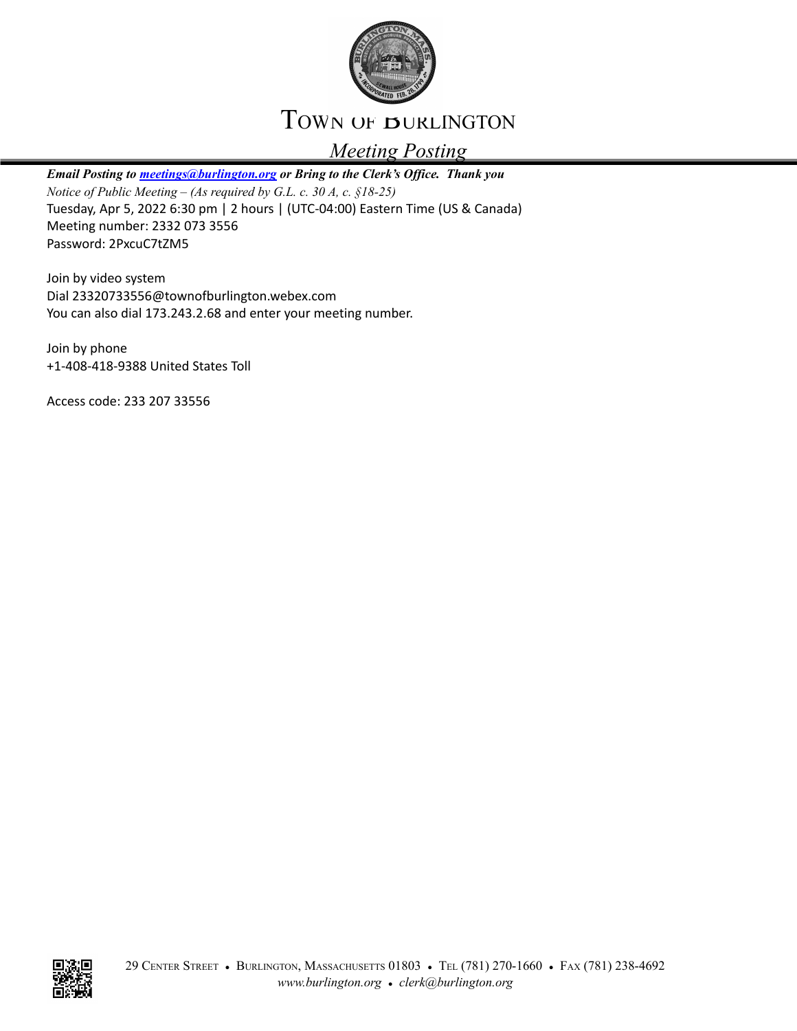# Town of Burlington

*Meeting Posting*

***Email Posting to [meetings@burlington.org](mailto:meetings@burlington.org) or Bring to the Clerk's Office. Thank you***

*Notice of Public Meeting – (As required by G.L. c. 30 A, c. §18-25)*

Tuesday, Apr 5, 2022 6:30 pm | 2 hours | (UTC-04:00) Eastern Time (US & Canada)
Meeting number: 2332 073 3556
Password: 2PxcuC7tZM5

Join by video system
Dial 23320733556@townofburlington.webex.com
You can also dial 173.243.2.68 and enter your meeting number.

Join by phone
+1-408-418-9388 United States Toll

Access code: 233 207 33556

29 Center Street • Burlington, Massachusetts 01803 • Tel (781) 270-1660 • Fax (781) 238-4692
*www.burlington.org • clerk@burlington.org*